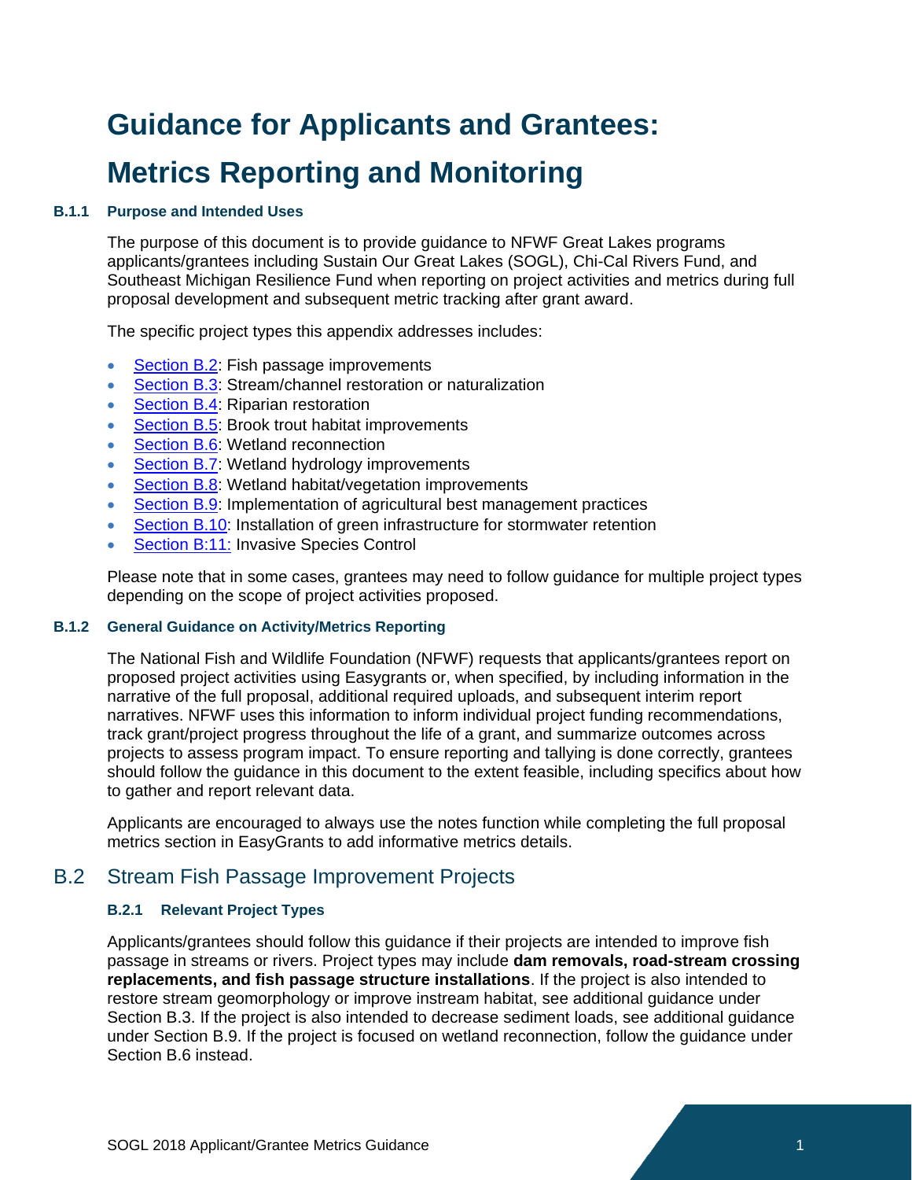# Guidance for Applicants and Grantees:

# Metrics Reporting and Monitoring

#### B.1.1 Purpose and Intended Uses

The purpose of this document is to provide guidance to NFWF Great Lakes programs applicants/grantees including Sustain Our Great Lakes (SOGL), Chi-Cal Rivers Fund, and Southeast Michigan Resilience Fund when reporting on project activities and metrics during full proposal development and subsequent metric tracking after grant award.

The specific project types this appendix addresses includes:

- Section B.2: Fish passage improvements
- Section B.3: Stream/channel restoration or naturalization
- Section B.4: Riparian restoration
- Section B.5: Brook trout habitat improvements
- Section B.6: Wetland reconnection
- Section B.7: Wetland hydrology improvements
- Section B.8: Wetland habitat/vegetation improvements
- Section B.9: Implementation of agricultural best management practices
- Section B.10: Installation of green infrastructure for stormwater retention
- Section B:11: Invasive Species Control

Please note that in some cases, grantees may need to follow guidance for multiple project types depending on the scope of project activities proposed.

#### B.1.2 General Guidance on Activity/Metrics Reporting

The National Fish and Wildlife Foundation (NFWF) requests that applicants/grantees report on proposed project activities using Easygrants or, when specified, by including information in the narrative of the full proposal, additional required uploads, and subsequent interim report narratives. NFWF uses this information to inform individual project funding recommendations, track grant/project progress throughout the life of a grant, and summarize outcomes across projects to assess program impact. To ensure reporting and tallying is done correctly, grantees should follow the guidance in this document to the extent feasible, including specifics about how to gather and report relevant data.

Applicants are encouraged to always use the notes function while completing the full proposal metrics section in EasyGrants to add informative metrics details.

## B.2 Stream Fish Passage Improvement Projects

#### B.2.1 Relevant Project Types

Applicants/grantees should follow this guidance if their projects are intended to improve fish passage in streams or rivers. Project types may include **dam removals, road-stream crossing replacements, and fish passage structure installations**. If the project is also intended to restore stream geomorphology or improve instream habitat, see additional guidance under Section B.3. If the project is also intended to decrease sediment loads, see additional guidance under Section B.9. If the project is focused on wetland reconnection, follow the guidance under Section B.6 instead.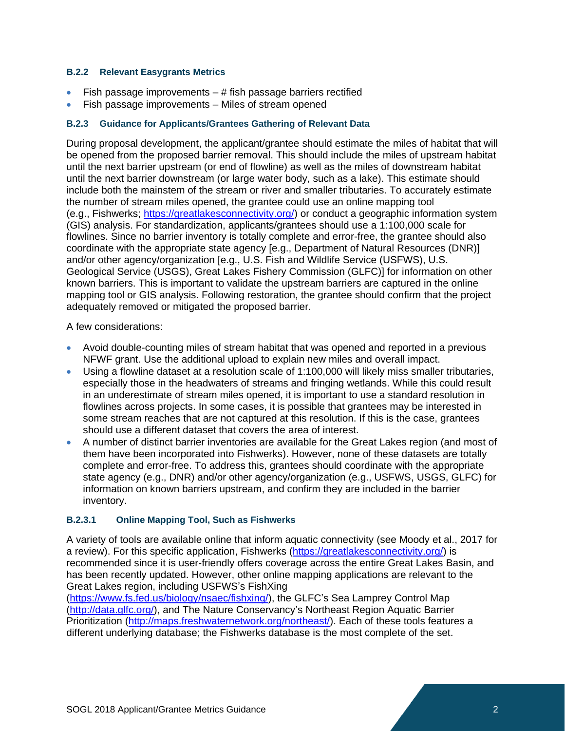#### B.2.2 Relevant Easygrants Metrics

- Fish passage improvements – # fish passage barriers rectified
- Fish passage improvements – Miles of stream opened

#### B.2.3 Guidance for Applicants/Grantees Gathering of Relevant Data

During proposal development, the applicant/grantee should estimate the miles of habitat that will be opened from the proposed barrier removal. This should include the miles of upstream habitat until the next barrier upstream (or end of flowline) as well as the miles of downstream habitat until the next barrier downstream (or large water body, such as a lake). This estimate should include both the mainstem of the stream or river and smaller tributaries. To accurately estimate the number of stream miles opened, the grantee could use an online mapping tool (e.g., Fishwerks; https://greatlakesconnectivity.org/) or conduct a geographic information system (GIS) analysis. For standardization, applicants/grantees should use a 1:100,000 scale for flowlines. Since no barrier inventory is totally complete and error-free, the grantee should also coordinate with the appropriate state agency [e.g., Department of Natural Resources (DNR)] and/or other agency/organization [e.g., U.S. Fish and Wildlife Service (USFWS), U.S. Geological Service (USGS), Great Lakes Fishery Commission (GLFC)] for information on other known barriers. This is important to validate the upstream barriers are captured in the online mapping tool or GIS analysis. Following restoration, the grantee should confirm that the project adequately removed or mitigated the proposed barrier.

A few considerations:

- Avoid double-counting miles of stream habitat that was opened and reported in a previous NFWF grant. Use the additional upload to explain new miles and overall impact.
- Using a flowline dataset at a resolution scale of 1:100,000 will likely miss smaller tributaries, especially those in the headwaters of streams and fringing wetlands. While this could result in an underestimate of stream miles opened, it is important to use a standard resolution in flowlines across projects. In some cases, it is possible that grantees may be interested in some stream reaches that are not captured at this resolution. If this is the case, grantees should use a different dataset that covers the area of interest.
- A number of distinct barrier inventories are available for the Great Lakes region (and most of them have been incorporated into Fishwerks). However, none of these datasets are totally complete and error-free. To address this, grantees should coordinate with the appropriate state agency (e.g., DNR) and/or other agency/organization (e.g., USFWS, USGS, GLFC) for information on known barriers upstream, and confirm they are included in the barrier inventory.

##### B.2.3.1 Online Mapping Tool, Such as Fishwerks

A variety of tools are available online that inform aquatic connectivity (see Moody et al., 2017 for a review). For this specific application, Fishwerks (https://greatlakesconnectivity.org/) is recommended since it is user-friendly offers coverage across the entire Great Lakes Basin, and has been recently updated. However, other online mapping applications are relevant to the Great Lakes region, including USFWS's FishXing (https://www.fs.fed.us/biology/nsaec/fishxing/), the GLFC's Sea Lamprey Control Map (http://data.glfc.org/), and The Nature Conservancy's Northeast Region Aquatic Barrier Prioritization (http://maps.freshwaternetwork.org/northeast/). Each of these tools features a different underlying database; the Fishwerks database is the most complete of the set.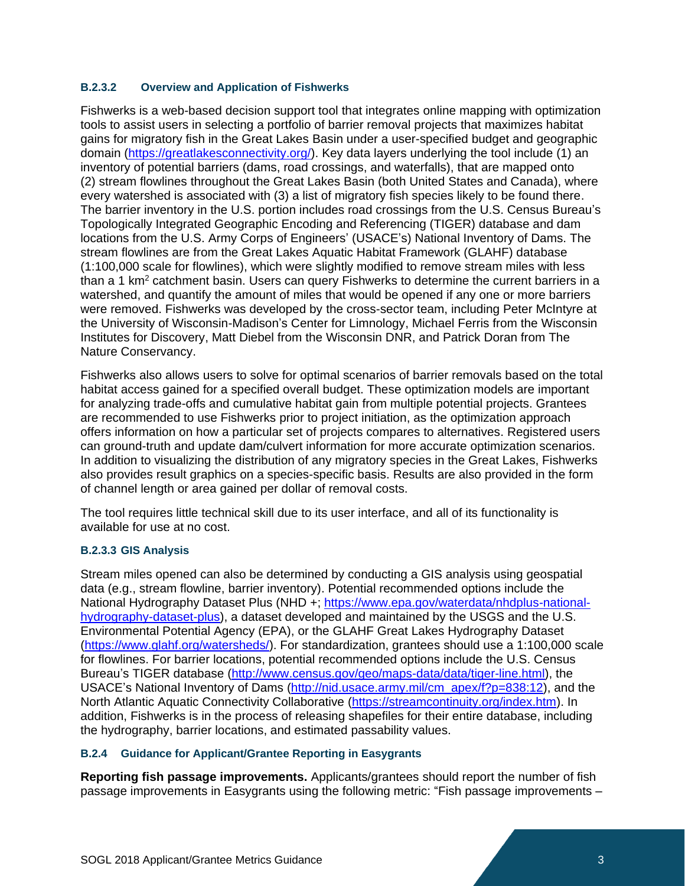#### B.2.3.2 Overview and Application of Fishwerks

Fishwerks is a web-based decision support tool that integrates online mapping with optimization tools to assist users in selecting a portfolio of barrier removal projects that maximizes habitat gains for migratory fish in the Great Lakes Basin under a user-specified budget and geographic domain (https://greatlakesconnectivity.org/). Key data layers underlying the tool include (1) an inventory of potential barriers (dams, road crossings, and waterfalls), that are mapped onto (2) stream flowlines throughout the Great Lakes Basin (both United States and Canada), where every watershed is associated with (3) a list of migratory fish species likely to be found there. The barrier inventory in the U.S. portion includes road crossings from the U.S. Census Bureau's Topologically Integrated Geographic Encoding and Referencing (TIGER) database and dam locations from the U.S. Army Corps of Engineers' (USACE's) National Inventory of Dams. The stream flowlines are from the Great Lakes Aquatic Habitat Framework (GLAHF) database (1:100,000 scale for flowlines), which were slightly modified to remove stream miles with less than a 1 km$^2$ catchment basin. Users can query Fishwerks to determine the current barriers in a watershed, and quantify the amount of miles that would be opened if any one or more barriers were removed. Fishwerks was developed by the cross-sector team, including Peter McIntyre at the University of Wisconsin-Madison's Center for Limnology, Michael Ferris from the Wisconsin Institutes for Discovery, Matt Diebel from the Wisconsin DNR, and Patrick Doran from The Nature Conservancy.

Fishwerks also allows users to solve for optimal scenarios of barrier removals based on the total habitat access gained for a specified overall budget. These optimization models are important for analyzing trade-offs and cumulative habitat gain from multiple potential projects. Grantees are recommended to use Fishwerks prior to project initiation, as the optimization approach offers information on how a particular set of projects compares to alternatives. Registered users can ground-truth and update dam/culvert information for more accurate optimization scenarios. In addition to visualizing the distribution of any migratory species in the Great Lakes, Fishwerks also provides result graphics on a species-specific basis. Results are also provided in the form of channel length or area gained per dollar of removal costs.

The tool requires little technical skill due to its user interface, and all of its functionality is available for use at no cost.

#### B.2.3.3 GIS Analysis

Stream miles opened can also be determined by conducting a GIS analysis using geospatial data (e.g., stream flowline, barrier inventory). Potential recommended options include the National Hydrography Dataset Plus (NHD +; https://www.epa.gov/waterdata/nhdplus-national-hydrography-dataset-plus), a dataset developed and maintained by the USGS and the U.S. Environmental Potential Agency (EPA), or the GLAHF Great Lakes Hydrography Dataset (https://www.glahf.org/watersheds/). For standardization, grantees should use a 1:100,000 scale for flowlines. For barrier locations, potential recommended options include the U.S. Census Bureau's TIGER database (http://www.census.gov/geo/maps-data/data/tiger-line.html), the USACE's National Inventory of Dams (http://nid.usace.army.mil/cm_apex/f?p=838:12), and the North Atlantic Aquatic Connectivity Collaborative (https://streamcontinuity.org/index.htm). In addition, Fishwerks is in the process of releasing shapefiles for their entire database, including the hydrography, barrier locations, and estimated passability values.

### B.2.4 Guidance for Applicant/Grantee Reporting in Easygrants

**Reporting fish passage improvements.** Applicants/grantees should report the number of fish passage improvements in Easygrants using the following metric: "Fish passage improvements –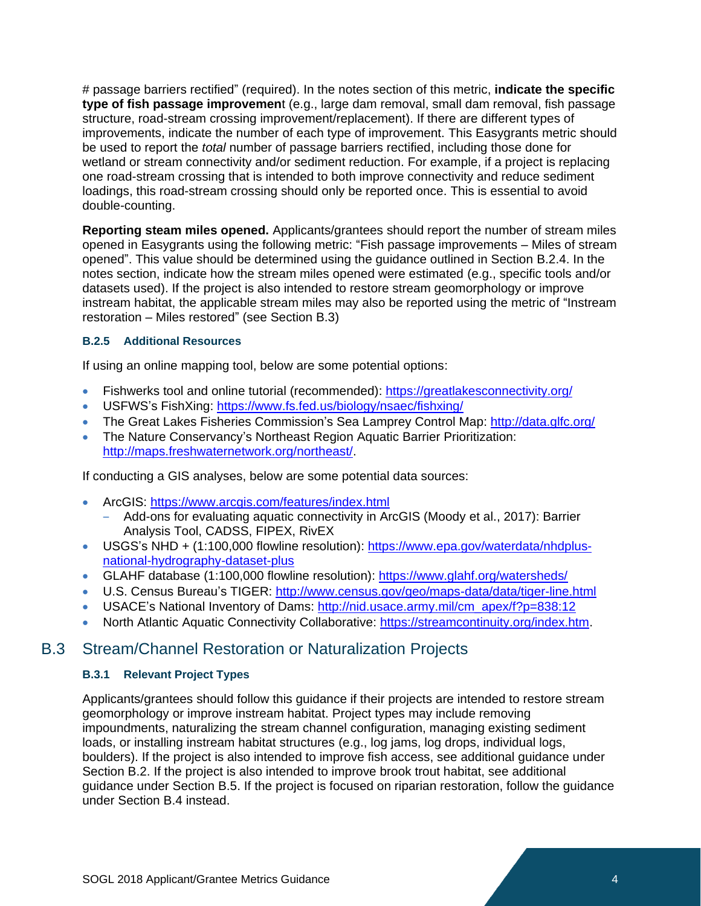# passage barriers rectified" (required). In the notes section of this metric, **indicate the specific type of fish passage improvement** (e.g., large dam removal, small dam removal, fish passage structure, road-stream crossing improvement/replacement). If there are different types of improvements, indicate the number of each type of improvement. This Easygrants metric should be used to report the *total* number of passage barriers rectified, including those done for wetland or stream connectivity and/or sediment reduction. For example, if a project is replacing one road-stream crossing that is intended to both improve connectivity and reduce sediment loadings, this road-stream crossing should only be reported once. This is essential to avoid double-counting.

**Reporting steam miles opened.** Applicants/grantees should report the number of stream miles opened in Easygrants using the following metric: "Fish passage improvements – Miles of stream opened". This value should be determined using the guidance outlined in Section B.2.4. In the notes section, indicate how the stream miles opened were estimated (e.g., specific tools and/or datasets used). If the project is also intended to restore stream geomorphology or improve instream habitat, the applicable stream miles may also be reported using the metric of "Instream restoration – Miles restored" (see Section B.3)

#### B.2.5 Additional Resources

If using an online mapping tool, below are some potential options:

- Fishwerks tool and online tutorial (recommended): https://greatlakesconnectivity.org/
- USFWS's FishXing: https://www.fs.fed.us/biology/nsaec/fishxing/
- The Great Lakes Fisheries Commission's Sea Lamprey Control Map: http://data.glfc.org/
- The Nature Conservancy's Northeast Region Aquatic Barrier Prioritization: http://maps.freshwaternetwork.org/northeast/.

If conducting a GIS analyses, below are some potential data sources:

- ArcGIS: https://www.arcgis.com/features/index.html
  - Add-ons for evaluating aquatic connectivity in ArcGIS (Moody et al., 2017): Barrier Analysis Tool, CADSS, FIPEX, RivEX
- USGS's NHD + (1:100,000 flowline resolution): https://www.epa.gov/waterdata/nhdplus-national-hydrography-dataset-plus
- GLAHF database (1:100,000 flowline resolution): https://www.glahf.org/watersheds/
- U.S. Census Bureau's TIGER: http://www.census.gov/geo/maps-data/data/tiger-line.html
- USACE's National Inventory of Dams: http://nid.usace.army.mil/cm_apex/f?p=838:12
- North Atlantic Aquatic Connectivity Collaborative: https://streamcontinuity.org/index.htm.

## B.3 Stream/Channel Restoration or Naturalization Projects

#### B.3.1 Relevant Project Types

Applicants/grantees should follow this guidance if their projects are intended to restore stream geomorphology or improve instream habitat. Project types may include removing impoundments, naturalizing the stream channel configuration, managing existing sediment loads, or installing instream habitat structures (e.g., log jams, log drops, individual logs, boulders). If the project is also intended to improve fish access, see additional guidance under Section B.2. If the project is also intended to improve brook trout habitat, see additional guidance under Section B.5. If the project is focused on riparian restoration, follow the guidance under Section B.4 instead.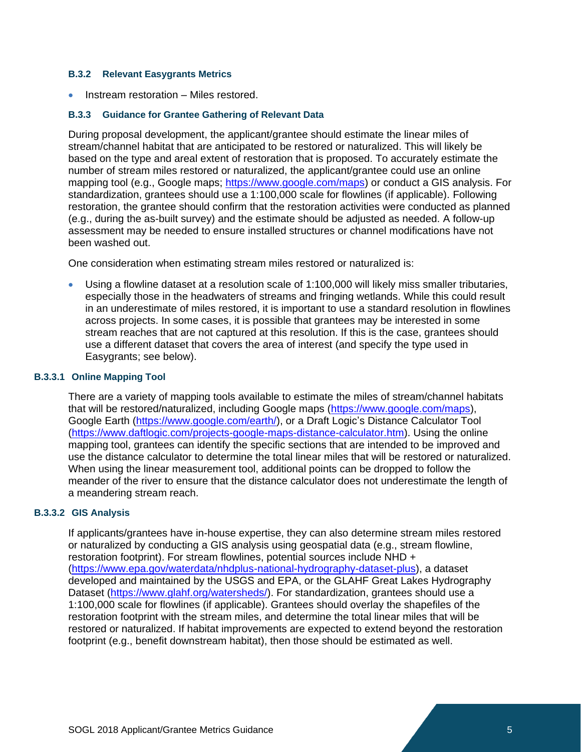### B.3.2 Relevant Easygrants Metrics

- Instream restoration – Miles restored.

### B.3.3 Guidance for Grantee Gathering of Relevant Data

During proposal development, the applicant/grantee should estimate the linear miles of stream/channel habitat that are anticipated to be restored or naturalized. This will likely be based on the type and areal extent of restoration that is proposed. To accurately estimate the number of stream miles restored or naturalized, the applicant/grantee could use an online mapping tool (e.g., Google maps; https://www.google.com/maps) or conduct a GIS analysis. For standardization, grantees should use a 1:100,000 scale for flowlines (if applicable). Following restoration, the grantee should confirm that the restoration activities were conducted as planned (e.g., during the as-built survey) and the estimate should be adjusted as needed. A follow-up assessment may be needed to ensure installed structures or channel modifications have not been washed out.

One consideration when estimating stream miles restored or naturalized is:

- Using a flowline dataset at a resolution scale of 1:100,000 will likely miss smaller tributaries, especially those in the headwaters of streams and fringing wetlands. While this could result in an underestimate of miles restored, it is important to use a standard resolution in flowlines across projects. In some cases, it is possible that grantees may be interested in some stream reaches that are not captured at this resolution. If this is the case, grantees should use a different dataset that covers the area of interest (and specify the type used in Easygrants; see below).

#### B.3.3.1 Online Mapping Tool

There are a variety of mapping tools available to estimate the miles of stream/channel habitats that will be restored/naturalized, including Google maps (https://www.google.com/maps), Google Earth (https://www.google.com/earth/), or a Draft Logic's Distance Calculator Tool (https://www.daftlogic.com/projects-google-maps-distance-calculator.htm). Using the online mapping tool, grantees can identify the specific sections that are intended to be improved and use the distance calculator to determine the total linear miles that will be restored or naturalized. When using the linear measurement tool, additional points can be dropped to follow the meander of the river to ensure that the distance calculator does not underestimate the length of a meandering stream reach.

#### B.3.3.2 GIS Analysis

If applicants/grantees have in-house expertise, they can also determine stream miles restored or naturalized by conducting a GIS analysis using geospatial data (e.g., stream flowline, restoration footprint). For stream flowlines, potential sources include NHD + (https://www.epa.gov/waterdata/nhdplus-national-hydrography-dataset-plus), a dataset developed and maintained by the USGS and EPA, or the GLAHF Great Lakes Hydrography Dataset (https://www.glahf.org/watersheds/). For standardization, grantees should use a 1:100,000 scale for flowlines (if applicable). Grantees should overlay the shapefiles of the restoration footprint with the stream miles, and determine the total linear miles that will be restored or naturalized. If habitat improvements are expected to extend beyond the restoration footprint (e.g., benefit downstream habitat), then those should be estimated as well.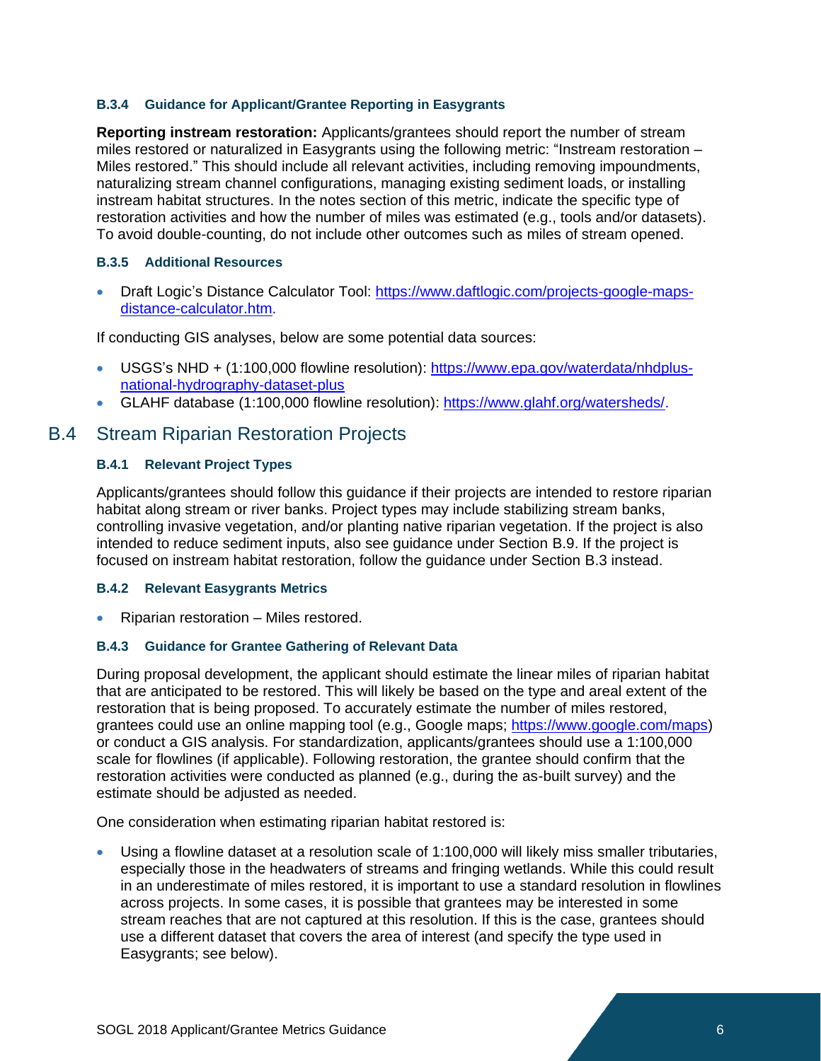#### B.3.4 Guidance for Applicant/Grantee Reporting in Easygrants

**Reporting instream restoration:** Applicants/grantees should report the number of stream miles restored or naturalized in Easygrants using the following metric: “Instream restoration – Miles restored.” This should include all relevant activities, including removing impoundments, naturalizing stream channel configurations, managing existing sediment loads, or installing instream habitat structures. In the notes section of this metric, indicate the specific type of restoration activities and how the number of miles was estimated (e.g., tools and/or datasets). To avoid double-counting, do not include other outcomes such as miles of stream opened.

#### B.3.5 Additional Resources

- Draft Logic’s Distance Calculator Tool: https://www.daftlogic.com/projects-google-maps-distance-calculator.htm.

If conducting GIS analyses, below are some potential data sources:

- USGS’s NHD + (1:100,000 flowline resolution): https://www.epa.gov/waterdata/nhdplus-national-hydrography-dataset-plus
- GLAHF database (1:100,000 flowline resolution): https://www.glahf.org/watersheds/.

## B.4 Stream Riparian Restoration Projects

#### B.4.1 Relevant Project Types

Applicants/grantees should follow this guidance if their projects are intended to restore riparian habitat along stream or river banks. Project types may include stabilizing stream banks, controlling invasive vegetation, and/or planting native riparian vegetation. If the project is also intended to reduce sediment inputs, also see guidance under Section B.9. If the project is focused on instream habitat restoration, follow the guidance under Section B.3 instead.

#### B.4.2 Relevant Easygrants Metrics

- Riparian restoration – Miles restored.

#### B.4.3 Guidance for Grantee Gathering of Relevant Data

During proposal development, the applicant should estimate the linear miles of riparian habitat that are anticipated to be restored. This will likely be based on the type and areal extent of the restoration that is being proposed. To accurately estimate the number of miles restored, grantees could use an online mapping tool (e.g., Google maps; https://www.google.com/maps) or conduct a GIS analysis. For standardization, applicants/grantees should use a 1:100,000 scale for flowlines (if applicable). Following restoration, the grantee should confirm that the restoration activities were conducted as planned (e.g., during the as-built survey) and the estimate should be adjusted as needed.

One consideration when estimating riparian habitat restored is:

- Using a flowline dataset at a resolution scale of 1:100,000 will likely miss smaller tributaries, especially those in the headwaters of streams and fringing wetlands. While this could result in an underestimate of miles restored, it is important to use a standard resolution in flowlines across projects. In some cases, it is possible that grantees may be interested in some stream reaches that are not captured at this resolution. If this is the case, grantees should use a different dataset that covers the area of interest (and specify the type used in Easygrants; see below).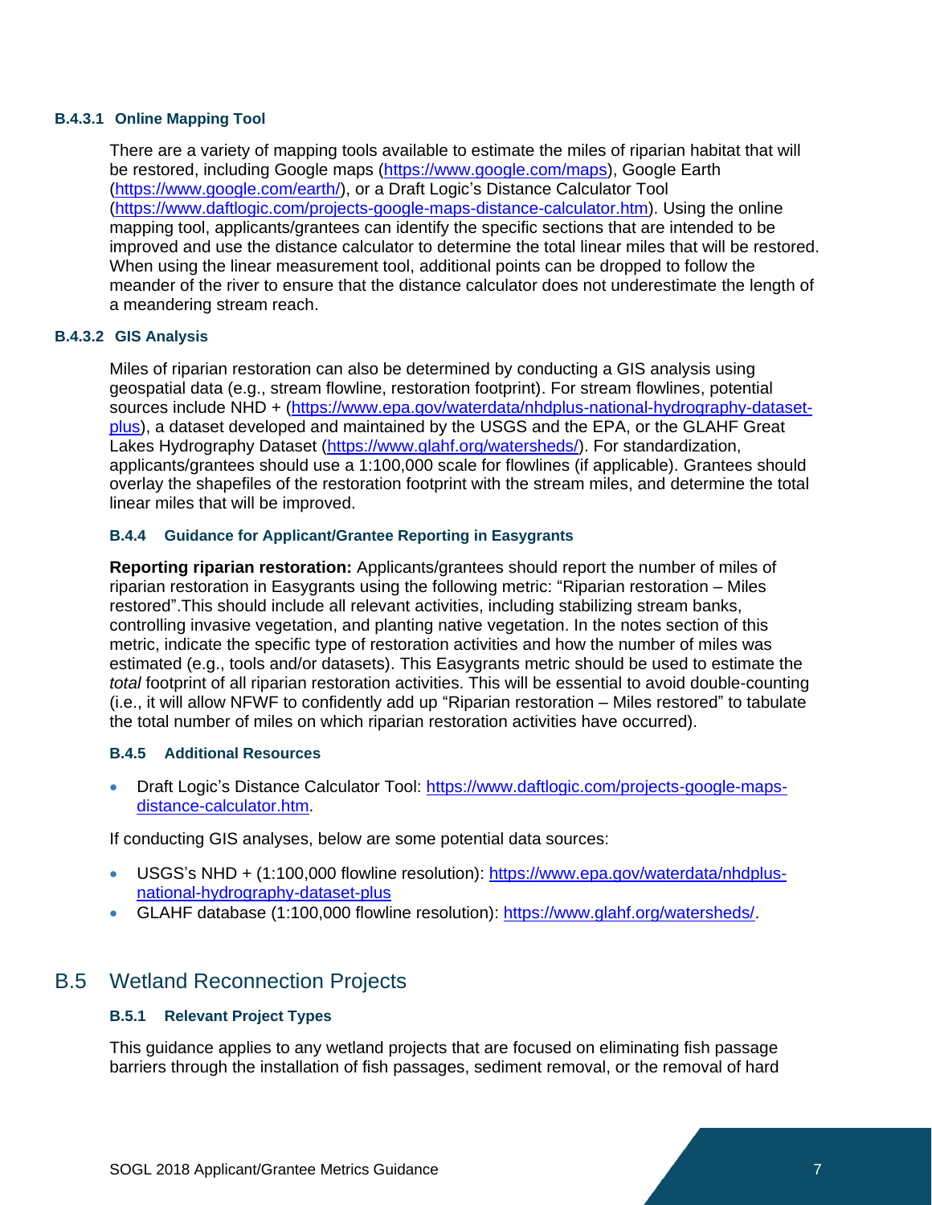#### B.4.3.1 Online Mapping Tool

There are a variety of mapping tools available to estimate the miles of riparian habitat that will be restored, including Google maps (https://www.google.com/maps), Google Earth (https://www.google.com/earth/), or a Draft Logic's Distance Calculator Tool (https://www.daftlogic.com/projects-google-maps-distance-calculator.htm). Using the online mapping tool, applicants/grantees can identify the specific sections that are intended to be improved and use the distance calculator to determine the total linear miles that will be restored. When using the linear measurement tool, additional points can be dropped to follow the meander of the river to ensure that the distance calculator does not underestimate the length of a meandering stream reach.

#### B.4.3.2 GIS Analysis

Miles of riparian restoration can also be determined by conducting a GIS analysis using geospatial data (e.g., stream flowline, restoration footprint). For stream flowlines, potential sources include NHD + (https://www.epa.gov/waterdata/nhdplus-national-hydrography-dataset-plus), a dataset developed and maintained by the USGS and the EPA, or the GLAHF Great Lakes Hydrography Dataset (https://www.glahf.org/watersheds/). For standardization, applicants/grantees should use a 1:100,000 scale for flowlines (if applicable). Grantees should overlay the shapefiles of the restoration footprint with the stream miles, and determine the total linear miles that will be improved.

### B.4.4 Guidance for Applicant/Grantee Reporting in Easygrants

**Reporting riparian restoration:** Applicants/grantees should report the number of miles of riparian restoration in Easygrants using the following metric: "Riparian restoration – Miles restored".This should include all relevant activities, including stabilizing stream banks, controlling invasive vegetation, and planting native vegetation. In the notes section of this metric, indicate the specific type of restoration activities and how the number of miles was estimated (e.g., tools and/or datasets). This Easygrants metric should be used to estimate the *total* footprint of all riparian restoration activities. This will be essential to avoid double-counting (i.e., it will allow NFWF to confidently add up "Riparian restoration – Miles restored" to tabulate the total number of miles on which riparian restoration activities have occurred).

### B.4.5 Additional Resources

- Draft Logic's Distance Calculator Tool: https://www.daftlogic.com/projects-google-maps-distance-calculator.htm.

If conducting GIS analyses, below are some potential data sources:

- USGS's NHD + (1:100,000 flowline resolution): https://www.epa.gov/waterdata/nhdplus-national-hydrography-dataset-plus
- GLAHF database (1:100,000 flowline resolution): https://www.glahf.org/watersheds/.

## B.5 Wetland Reconnection Projects

### B.5.1 Relevant Project Types

This guidance applies to any wetland projects that are focused on eliminating fish passage barriers through the installation of fish passages, sediment removal, or the removal of hard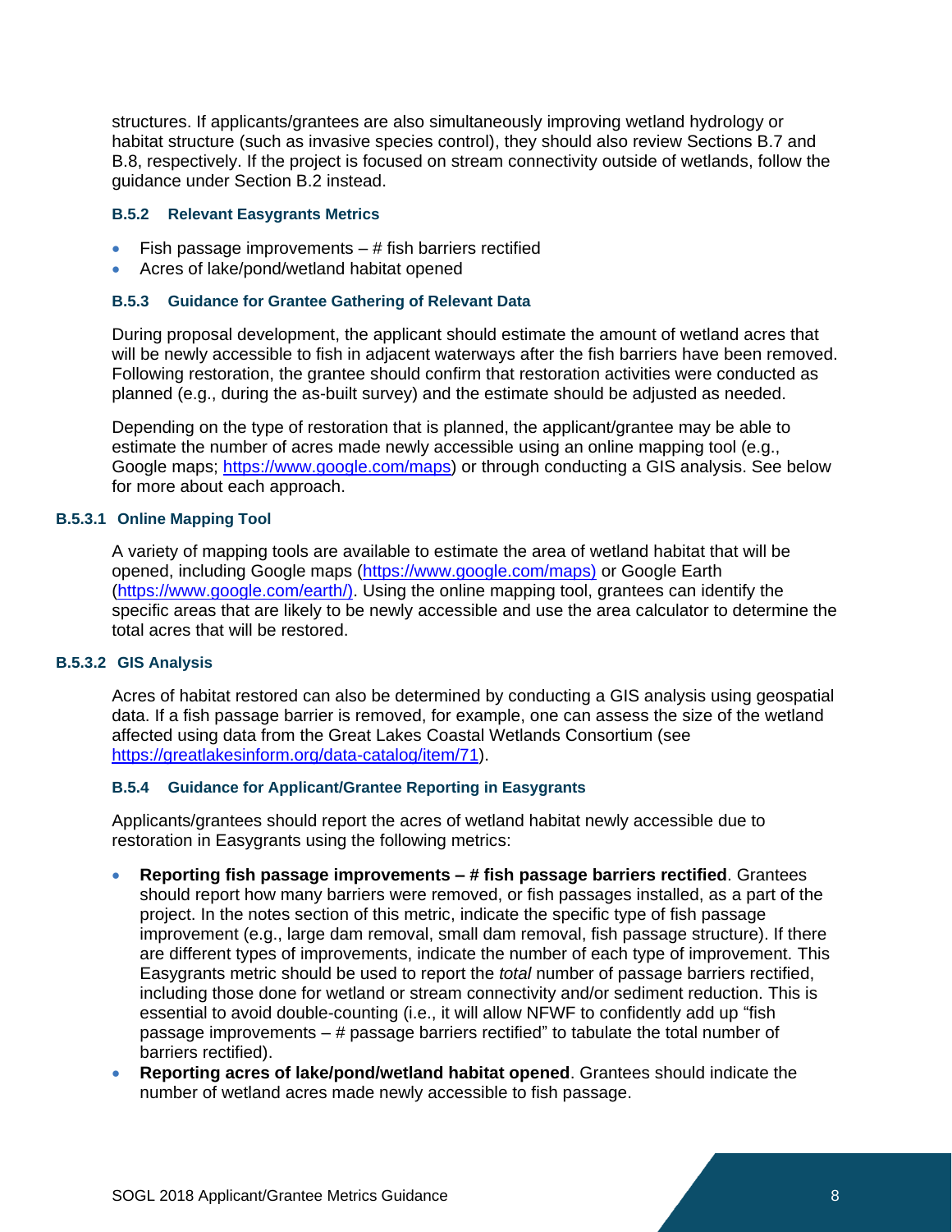structures. If applicants/grantees are also simultaneously improving wetland hydrology or habitat structure (such as invasive species control), they should also review Sections B.7 and B.8, respectively. If the project is focused on stream connectivity outside of wetlands, follow the guidance under Section B.2 instead.

### B.5.2 Relevant Easygrants Metrics

- Fish passage improvements – # fish barriers rectified
- Acres of lake/pond/wetland habitat opened

### B.5.3 Guidance for Grantee Gathering of Relevant Data

During proposal development, the applicant should estimate the amount of wetland acres that will be newly accessible to fish in adjacent waterways after the fish barriers have been removed. Following restoration, the grantee should confirm that restoration activities were conducted as planned (e.g., during the as-built survey) and the estimate should be adjusted as needed.

Depending on the type of restoration that is planned, the applicant/grantee may be able to estimate the number of acres made newly accessible using an online mapping tool (e.g., Google maps; https://www.google.com/maps) or through conducting a GIS analysis. See below for more about each approach.

#### B.5.3.1 Online Mapping Tool

A variety of mapping tools are available to estimate the area of wetland habitat that will be opened, including Google maps (https://www.google.com/maps) or Google Earth (https://www.google.com/earth/). Using the online mapping tool, grantees can identify the specific areas that are likely to be newly accessible and use the area calculator to determine the total acres that will be restored.

#### B.5.3.2 GIS Analysis

Acres of habitat restored can also be determined by conducting a GIS analysis using geospatial data. If a fish passage barrier is removed, for example, one can assess the size of the wetland affected using data from the Great Lakes Coastal Wetlands Consortium (see https://greatlakesinform.org/data-catalog/item/71).

### B.5.4 Guidance for Applicant/Grantee Reporting in Easygrants

Applicants/grantees should report the acres of wetland habitat newly accessible due to restoration in Easygrants using the following metrics:

- **Reporting fish passage improvements – # fish passage barriers rectified**. Grantees should report how many barriers were removed, or fish passages installed, as a part of the project. In the notes section of this metric, indicate the specific type of fish passage improvement (e.g., large dam removal, small dam removal, fish passage structure). If there are different types of improvements, indicate the number of each type of improvement. This Easygrants metric should be used to report the *total* number of passage barriers rectified, including those done for wetland or stream connectivity and/or sediment reduction. This is essential to avoid double-counting (i.e., it will allow NFWF to confidently add up "fish passage improvements – # passage barriers rectified" to tabulate the total number of barriers rectified).
- **Reporting acres of lake/pond/wetland habitat opened**. Grantees should indicate the number of wetland acres made newly accessible to fish passage.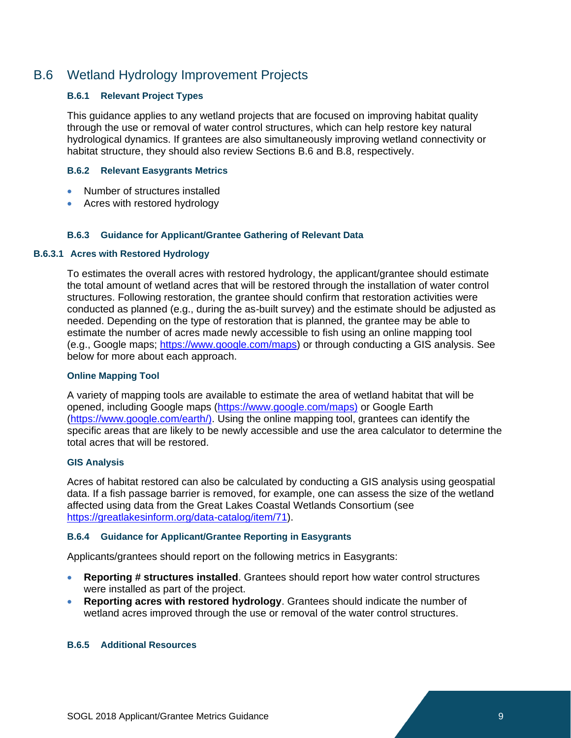## B.6 Wetland Hydrology Improvement Projects

### B.6.1 Relevant Project Types

This guidance applies to any wetland projects that are focused on improving habitat quality through the use or removal of water control structures, which can help restore key natural hydrological dynamics. If grantees are also simultaneously improving wetland connectivity or habitat structure, they should also review Sections B.6 and B.8, respectively.

### B.6.2 Relevant Easygrants Metrics

- Number of structures installed
- Acres with restored hydrology

### B.6.3 Guidance for Applicant/Grantee Gathering of Relevant Data

#### B.6.3.1 Acres with Restored Hydrology

To estimates the overall acres with restored hydrology, the applicant/grantee should estimate the total amount of wetland acres that will be restored through the installation of water control structures. Following restoration, the grantee should confirm that restoration activities were conducted as planned (e.g., during the as-built survey) and the estimate should be adjusted as needed. Depending on the type of restoration that is planned, the grantee may be able to estimate the number of acres made newly accessible to fish using an online mapping tool (e.g., Google maps; https://www.google.com/maps) or through conducting a GIS analysis. See below for more about each approach.

**Online Mapping Tool**

A variety of mapping tools are available to estimate the area of wetland habitat that will be opened, including Google maps (https://www.google.com/maps) or Google Earth (https://www.google.com/earth/). Using the online mapping tool, grantees can identify the specific areas that are likely to be newly accessible and use the area calculator to determine the total acres that will be restored.

**GIS Analysis**

Acres of habitat restored can also be calculated by conducting a GIS analysis using geospatial data. If a fish passage barrier is removed, for example, one can assess the size of the wetland affected using data from the Great Lakes Coastal Wetlands Consortium (see https://greatlakesinform.org/data-catalog/item/71).

### B.6.4 Guidance for Applicant/Grantee Reporting in Easygrants

Applicants/grantees should report on the following metrics in Easygrants:

- **Reporting # structures installed**. Grantees should report how water control structures were installed as part of the project.
- **Reporting acres with restored hydrology**. Grantees should indicate the number of wetland acres improved through the use or removal of the water control structures.

### B.6.5 Additional Resources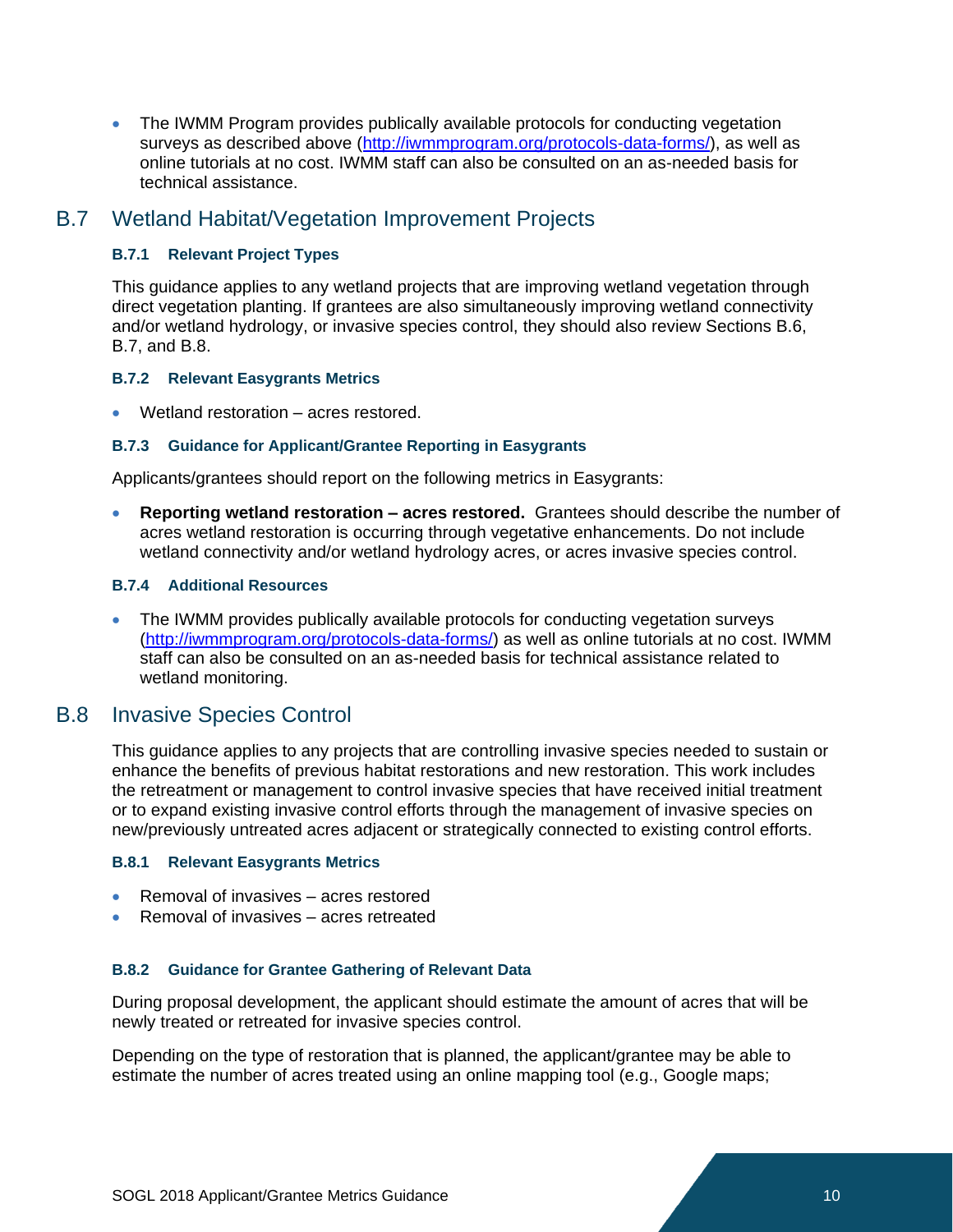- The IWMM Program provides publically available protocols for conducting vegetation surveys as described above (http://iwmmprogram.org/protocols-data-forms/), as well as online tutorials at no cost. IWMM staff can also be consulted on an as-needed basis for technical assistance.

## B.7 Wetland Habitat/Vegetation Improvement Projects

### B.7.1 Relevant Project Types

This guidance applies to any wetland projects that are improving wetland vegetation through direct vegetation planting. If grantees are also simultaneously improving wetland connectivity and/or wetland hydrology, or invasive species control, they should also review Sections B.6, B.7, and B.8.

### B.7.2 Relevant Easygrants Metrics

- Wetland restoration – acres restored.

### B.7.3 Guidance for Applicant/Grantee Reporting in Easygrants

Applicants/grantees should report on the following metrics in Easygrants:

- **Reporting wetland restoration – acres restored.** Grantees should describe the number of acres wetland restoration is occurring through vegetative enhancements. Do not include wetland connectivity and/or wetland hydrology acres, or acres invasive species control.

### B.7.4 Additional Resources

- The IWMM provides publically available protocols for conducting vegetation surveys (http://iwmmprogram.org/protocols-data-forms/) as well as online tutorials at no cost. IWMM staff can also be consulted on an as-needed basis for technical assistance related to wetland monitoring.

## B.8 Invasive Species Control

This guidance applies to any projects that are controlling invasive species needed to sustain or enhance the benefits of previous habitat restorations and new restoration. This work includes the retreatment or management to control invasive species that have received initial treatment or to expand existing invasive control efforts through the management of invasive species on new/previously untreated acres adjacent or strategically connected to existing control efforts.

### B.8.1 Relevant Easygrants Metrics

- Removal of invasives – acres restored
- Removal of invasives – acres retreated

### B.8.2 Guidance for Grantee Gathering of Relevant Data

During proposal development, the applicant should estimate the amount of acres that will be newly treated or retreated for invasive species control.

Depending on the type of restoration that is planned, the applicant/grantee may be able to estimate the number of acres treated using an online mapping tool (e.g., Google maps;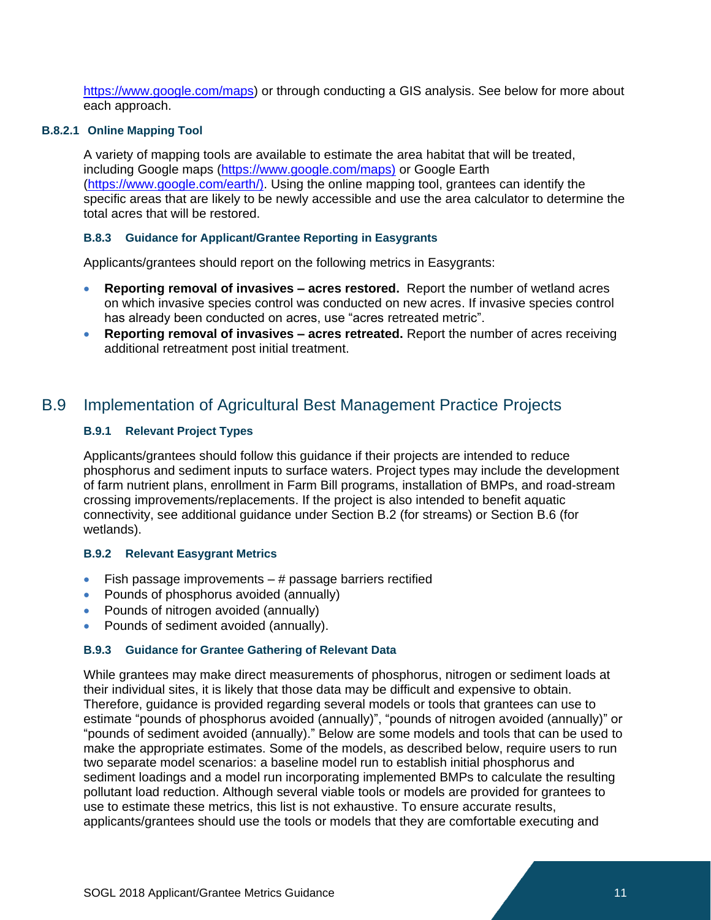https://www.google.com/maps) or through conducting a GIS analysis. See below for more about each approach.

#### B.8.2.1 Online Mapping Tool

A variety of mapping tools are available to estimate the area habitat that will be treated, including Google maps (https://www.google.com/maps) or Google Earth (https://www.google.com/earth/). Using the online mapping tool, grantees can identify the specific areas that are likely to be newly accessible and use the area calculator to determine the total acres that will be restored.

### B.8.3 Guidance for Applicant/Grantee Reporting in Easygrants

Applicants/grantees should report on the following metrics in Easygrants:

- **Reporting removal of invasives – acres restored.** Report the number of wetland acres on which invasive species control was conducted on new acres. If invasive species control has already been conducted on acres, use "acres retreated metric".
- **Reporting removal of invasives – acres retreated.** Report the number of acres receiving additional retreatment post initial treatment.

## B.9 Implementation of Agricultural Best Management Practice Projects

### B.9.1 Relevant Project Types

Applicants/grantees should follow this guidance if their projects are intended to reduce phosphorus and sediment inputs to surface waters. Project types may include the development of farm nutrient plans, enrollment in Farm Bill programs, installation of BMPs, and road-stream crossing improvements/replacements. If the project is also intended to benefit aquatic connectivity, see additional guidance under Section B.2 (for streams) or Section B.6 (for wetlands).

### B.9.2 Relevant Easygrant Metrics

- Fish passage improvements – # passage barriers rectified
- Pounds of phosphorus avoided (annually)
- Pounds of nitrogen avoided (annually)
- Pounds of sediment avoided (annually).

### B.9.3 Guidance for Grantee Gathering of Relevant Data

While grantees may make direct measurements of phosphorus, nitrogen or sediment loads at their individual sites, it is likely that those data may be difficult and expensive to obtain. Therefore, guidance is provided regarding several models or tools that grantees can use to estimate "pounds of phosphorus avoided (annually)", "pounds of nitrogen avoided (annually)" or "pounds of sediment avoided (annually)." Below are some models and tools that can be used to make the appropriate estimates. Some of the models, as described below, require users to run two separate model scenarios: a baseline model run to establish initial phosphorus and sediment loadings and a model run incorporating implemented BMPs to calculate the resulting pollutant load reduction. Although several viable tools or models are provided for grantees to use to estimate these metrics, this list is not exhaustive. To ensure accurate results, applicants/grantees should use the tools or models that they are comfortable executing and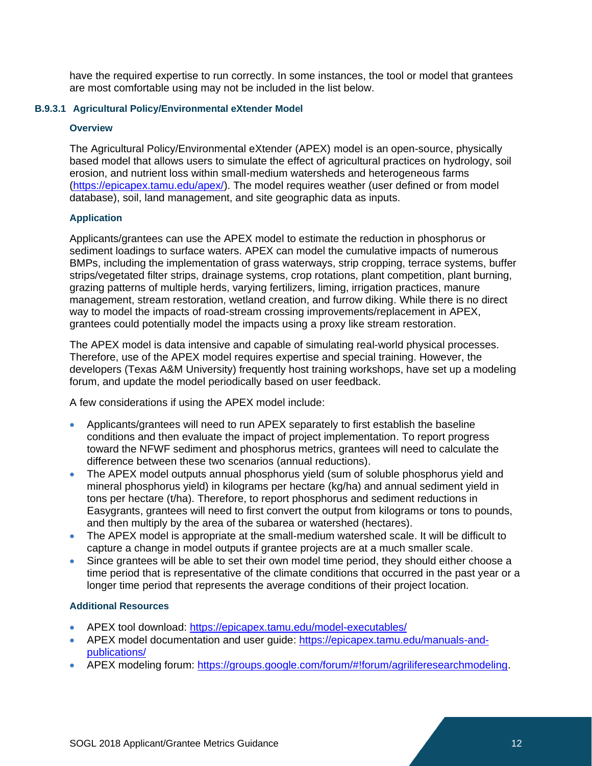have the required expertise to run correctly. In some instances, the tool or model that grantees are most comfortable using may not be included in the list below.

### B.9.3.1 Agricultural Policy/Environmental eXtender Model

#### Overview

The Agricultural Policy/Environmental eXtender (APEX) model is an open-source, physically based model that allows users to simulate the effect of agricultural practices on hydrology, soil erosion, and nutrient loss within small-medium watersheds and heterogeneous farms (https://epicapex.tamu.edu/apex/). The model requires weather (user defined or from model database), soil, land management, and site geographic data as inputs.

#### Application

Applicants/grantees can use the APEX model to estimate the reduction in phosphorus or sediment loadings to surface waters. APEX can model the cumulative impacts of numerous BMPs, including the implementation of grass waterways, strip cropping, terrace systems, buffer strips/vegetated filter strips, drainage systems, crop rotations, plant competition, plant burning, grazing patterns of multiple herds, varying fertilizers, liming, irrigation practices, manure management, stream restoration, wetland creation, and furrow diking. While there is no direct way to model the impacts of road-stream crossing improvements/replacement in APEX, grantees could potentially model the impacts using a proxy like stream restoration.

The APEX model is data intensive and capable of simulating real-world physical processes. Therefore, use of the APEX model requires expertise and special training. However, the developers (Texas A&M University) frequently host training workshops, have set up a modeling forum, and update the model periodically based on user feedback.

A few considerations if using the APEX model include:

- Applicants/grantees will need to run APEX separately to first establish the baseline conditions and then evaluate the impact of project implementation. To report progress toward the NFWF sediment and phosphorus metrics, grantees will need to calculate the difference between these two scenarios (annual reductions).
- The APEX model outputs annual phosphorus yield (sum of soluble phosphorus yield and mineral phosphorus yield) in kilograms per hectare (kg/ha) and annual sediment yield in tons per hectare (t/ha). Therefore, to report phosphorus and sediment reductions in Easygrants, grantees will need to first convert the output from kilograms or tons to pounds, and then multiply by the area of the subarea or watershed (hectares).
- The APEX model is appropriate at the small-medium watershed scale. It will be difficult to capture a change in model outputs if grantee projects are at a much smaller scale.
- Since grantees will be able to set their own model time period, they should either choose a time period that is representative of the climate conditions that occurred in the past year or a longer time period that represents the average conditions of their project location.

#### Additional Resources

- APEX tool download: https://epicapex.tamu.edu/model-executables/
- APEX model documentation and user guide: https://epicapex.tamu.edu/manuals-and-publications/
- APEX modeling forum: https://groups.google.com/forum/#!forum/agriliferesearchmodeling.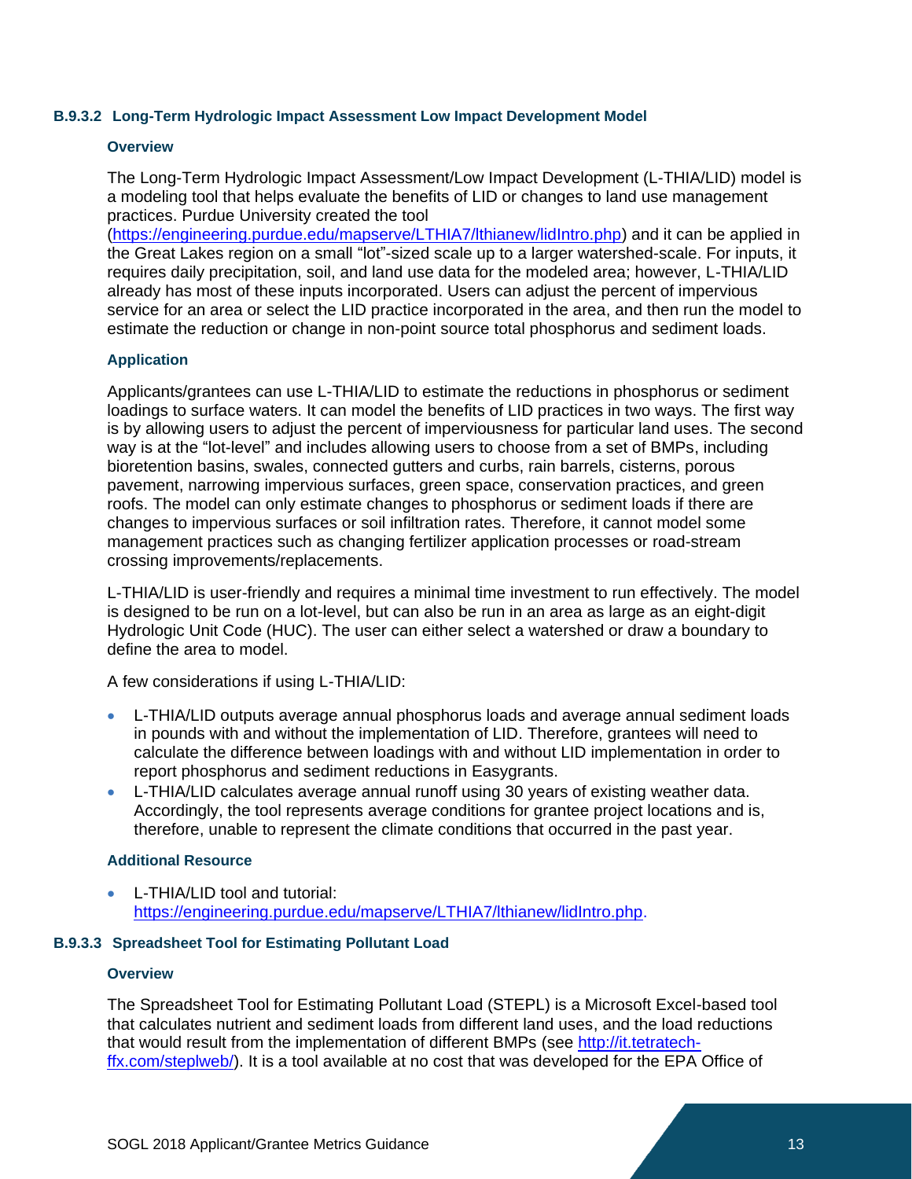### B.9.3.2 Long-Term Hydrologic Impact Assessment Low Impact Development Model

#### Overview

The Long-Term Hydrologic Impact Assessment/Low Impact Development (L-THIA/LID) model is a modeling tool that helps evaluate the benefits of LID or changes to land use management practices. Purdue University created the tool (https://engineering.purdue.edu/mapserve/LTHIA7/lthianew/lidIntro.php) and it can be applied in the Great Lakes region on a small "lot"-sized scale up to a larger watershed-scale. For inputs, it requires daily precipitation, soil, and land use data for the modeled area; however, L-THIA/LID already has most of these inputs incorporated. Users can adjust the percent of impervious service for an area or select the LID practice incorporated in the area, and then run the model to estimate the reduction or change in non-point source total phosphorus and sediment loads.

#### Application

Applicants/grantees can use L-THIA/LID to estimate the reductions in phosphorus or sediment loadings to surface waters. It can model the benefits of LID practices in two ways. The first way is by allowing users to adjust the percent of imperviousness for particular land uses. The second way is at the "lot-level" and includes allowing users to choose from a set of BMPs, including bioretention basins, swales, connected gutters and curbs, rain barrels, cisterns, porous pavement, narrowing impervious surfaces, green space, conservation practices, and green roofs. The model can only estimate changes to phosphorus or sediment loads if there are changes to impervious surfaces or soil infiltration rates. Therefore, it cannot model some management practices such as changing fertilizer application processes or road-stream crossing improvements/replacements.

L-THIA/LID is user-friendly and requires a minimal time investment to run effectively. The model is designed to be run on a lot-level, but can also be run in an area as large as an eight-digit Hydrologic Unit Code (HUC). The user can either select a watershed or draw a boundary to define the area to model.

A few considerations if using L-THIA/LID:

- L-THIA/LID outputs average annual phosphorus loads and average annual sediment loads in pounds with and without the implementation of LID. Therefore, grantees will need to calculate the difference between loadings with and without LID implementation in order to report phosphorus and sediment reductions in Easygrants.
- L-THIA/LID calculates average annual runoff using 30 years of existing weather data. Accordingly, the tool represents average conditions for grantee project locations and is, therefore, unable to represent the climate conditions that occurred in the past year.

#### Additional Resource

- L-THIA/LID tool and tutorial: https://engineering.purdue.edu/mapserve/LTHIA7/lthianew/lidIntro.php.

### B.9.3.3 Spreadsheet Tool for Estimating Pollutant Load

#### Overview

The Spreadsheet Tool for Estimating Pollutant Load (STEPL) is a Microsoft Excel-based tool that calculates nutrient and sediment loads from different land uses, and the load reductions that would result from the implementation of different BMPs (see http://it.tetratech-ffx.com/steplweb/). It is a tool available at no cost that was developed for the EPA Office of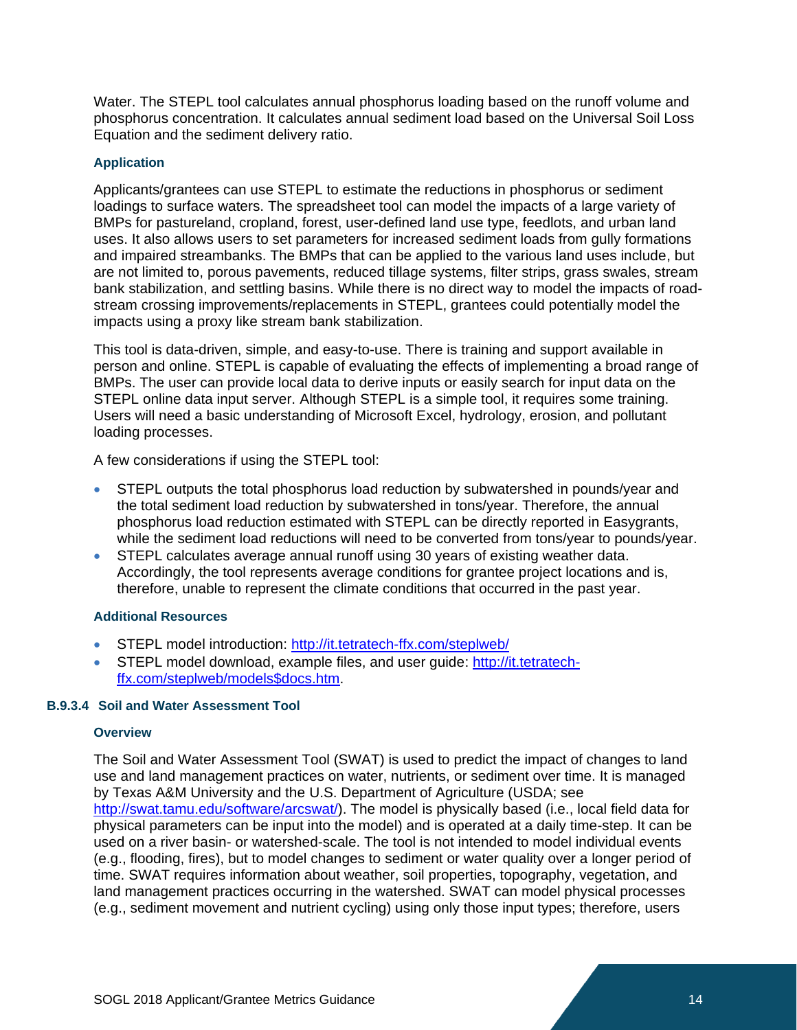Water. The STEPL tool calculates annual phosphorus loading based on the runoff volume and phosphorus concentration. It calculates annual sediment load based on the Universal Soil Loss Equation and the sediment delivery ratio.

#### Application

Applicants/grantees can use STEPL to estimate the reductions in phosphorus or sediment loadings to surface waters. The spreadsheet tool can model the impacts of a large variety of BMPs for pastureland, cropland, forest, user-defined land use type, feedlots, and urban land uses. It also allows users to set parameters for increased sediment loads from gully formations and impaired streambanks. The BMPs that can be applied to the various land uses include, but are not limited to, porous pavements, reduced tillage systems, filter strips, grass swales, stream bank stabilization, and settling basins. While there is no direct way to model the impacts of road-stream crossing improvements/replacements in STEPL, grantees could potentially model the impacts using a proxy like stream bank stabilization.

This tool is data-driven, simple, and easy-to-use. There is training and support available in person and online. STEPL is capable of evaluating the effects of implementing a broad range of BMPs. The user can provide local data to derive inputs or easily search for input data on the STEPL online data input server. Although STEPL is a simple tool, it requires some training. Users will need a basic understanding of Microsoft Excel, hydrology, erosion, and pollutant loading processes.

A few considerations if using the STEPL tool:

- STEPL outputs the total phosphorus load reduction by subwatershed in pounds/year and the total sediment load reduction by subwatershed in tons/year. Therefore, the annual phosphorus load reduction estimated with STEPL can be directly reported in Easygrants, while the sediment load reductions will need to be converted from tons/year to pounds/year.
- STEPL calculates average annual runoff using 30 years of existing weather data. Accordingly, the tool represents average conditions for grantee project locations and is, therefore, unable to represent the climate conditions that occurred in the past year.

#### Additional Resources

- STEPL model introduction: http://it.tetratech-ffx.com/steplweb/
- STEPL model download, example files, and user guide: http://it.tetratech-ffx.com/steplweb/models$docs.htm.

### B.9.3.4 Soil and Water Assessment Tool

#### Overview

The Soil and Water Assessment Tool (SWAT) is used to predict the impact of changes to land use and land management practices on water, nutrients, or sediment over time. It is managed by Texas A&M University and the U.S. Department of Agriculture (USDA; see http://swat.tamu.edu/software/arcswat/). The model is physically based (i.e., local field data for physical parameters can be input into the model) and is operated at a daily time-step. It can be used on a river basin- or watershed-scale. The tool is not intended to model individual events (e.g., flooding, fires), but to model changes to sediment or water quality over a longer period of time. SWAT requires information about weather, soil properties, topography, vegetation, and land management practices occurring in the watershed. SWAT can model physical processes (e.g., sediment movement and nutrient cycling) using only those input types; therefore, users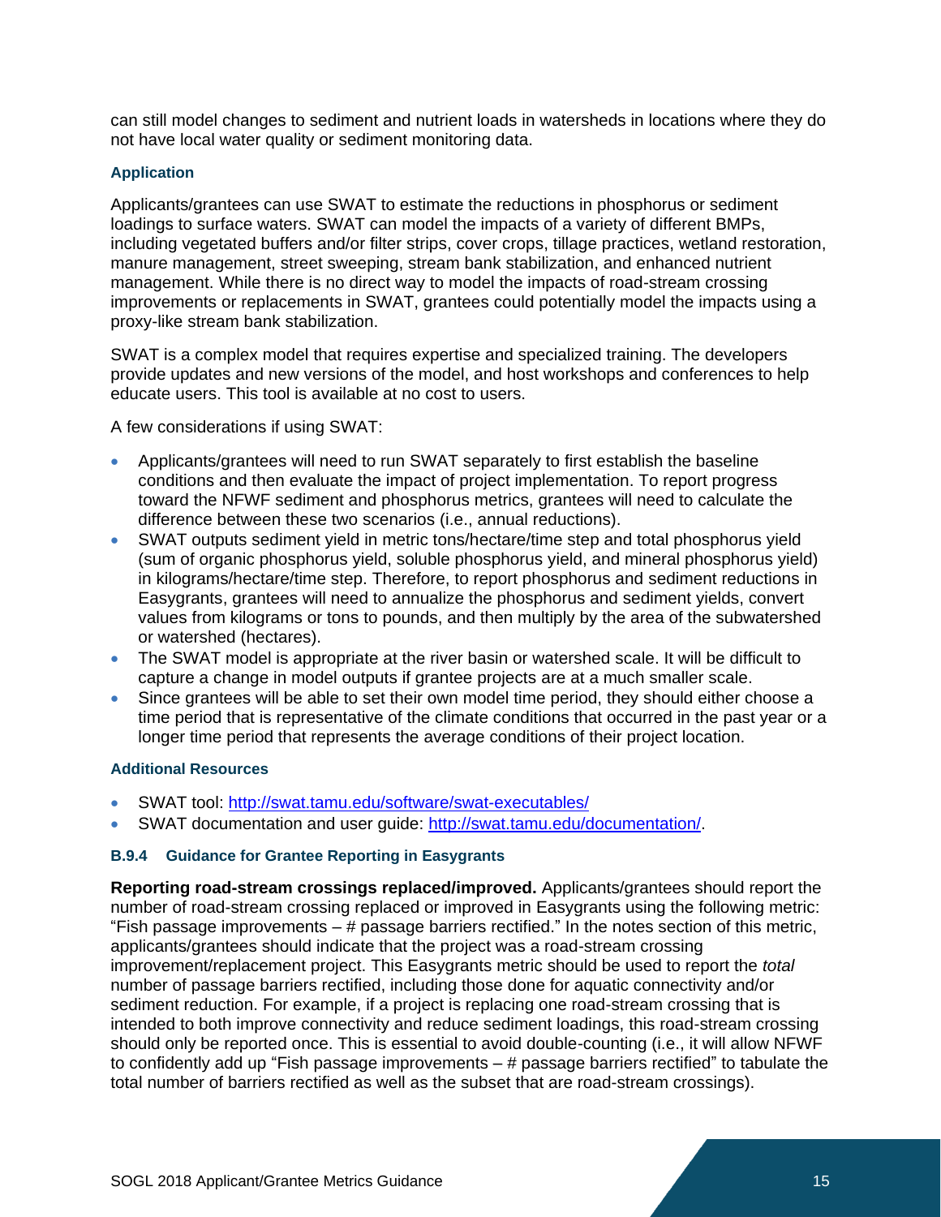can still model changes to sediment and nutrient loads in watersheds in locations where they do not have local water quality or sediment monitoring data.

#### Application

Applicants/grantees can use SWAT to estimate the reductions in phosphorus or sediment loadings to surface waters. SWAT can model the impacts of a variety of different BMPs, including vegetated buffers and/or filter strips, cover crops, tillage practices, wetland restoration, manure management, street sweeping, stream bank stabilization, and enhanced nutrient management. While there is no direct way to model the impacts of road-stream crossing improvements or replacements in SWAT, grantees could potentially model the impacts using a proxy-like stream bank stabilization.

SWAT is a complex model that requires expertise and specialized training. The developers provide updates and new versions of the model, and host workshops and conferences to help educate users. This tool is available at no cost to users.

A few considerations if using SWAT:

- Applicants/grantees will need to run SWAT separately to first establish the baseline conditions and then evaluate the impact of project implementation. To report progress toward the NFWF sediment and phosphorus metrics, grantees will need to calculate the difference between these two scenarios (i.e., annual reductions).
- SWAT outputs sediment yield in metric tons/hectare/time step and total phosphorus yield (sum of organic phosphorus yield, soluble phosphorus yield, and mineral phosphorus yield) in kilograms/hectare/time step. Therefore, to report phosphorus and sediment reductions in Easygrants, grantees will need to annualize the phosphorus and sediment yields, convert values from kilograms or tons to pounds, and then multiply by the area of the subwatershed or watershed (hectares).
- The SWAT model is appropriate at the river basin or watershed scale. It will be difficult to capture a change in model outputs if grantee projects are at a much smaller scale.
- Since grantees will be able to set their own model time period, they should either choose a time period that is representative of the climate conditions that occurred in the past year or a longer time period that represents the average conditions of their project location.

#### Additional Resources

- SWAT tool: http://swat.tamu.edu/software/swat-executables/
- SWAT documentation and user guide: http://swat.tamu.edu/documentation/.

### B.9.4 Guidance for Grantee Reporting in Easygrants

**Reporting road-stream crossings replaced/improved.** Applicants/grantees should report the number of road-stream crossing replaced or improved in Easygrants using the following metric: "Fish passage improvements – # passage barriers rectified." In the notes section of this metric, applicants/grantees should indicate that the project was a road-stream crossing improvement/replacement project. This Easygrants metric should be used to report the *total* number of passage barriers rectified, including those done for aquatic connectivity and/or sediment reduction. For example, if a project is replacing one road-stream crossing that is intended to both improve connectivity and reduce sediment loadings, this road-stream crossing should only be reported once. This is essential to avoid double-counting (i.e., it will allow NFWF to confidently add up "Fish passage improvements – # passage barriers rectified" to tabulate the total number of barriers rectified as well as the subset that are road-stream crossings).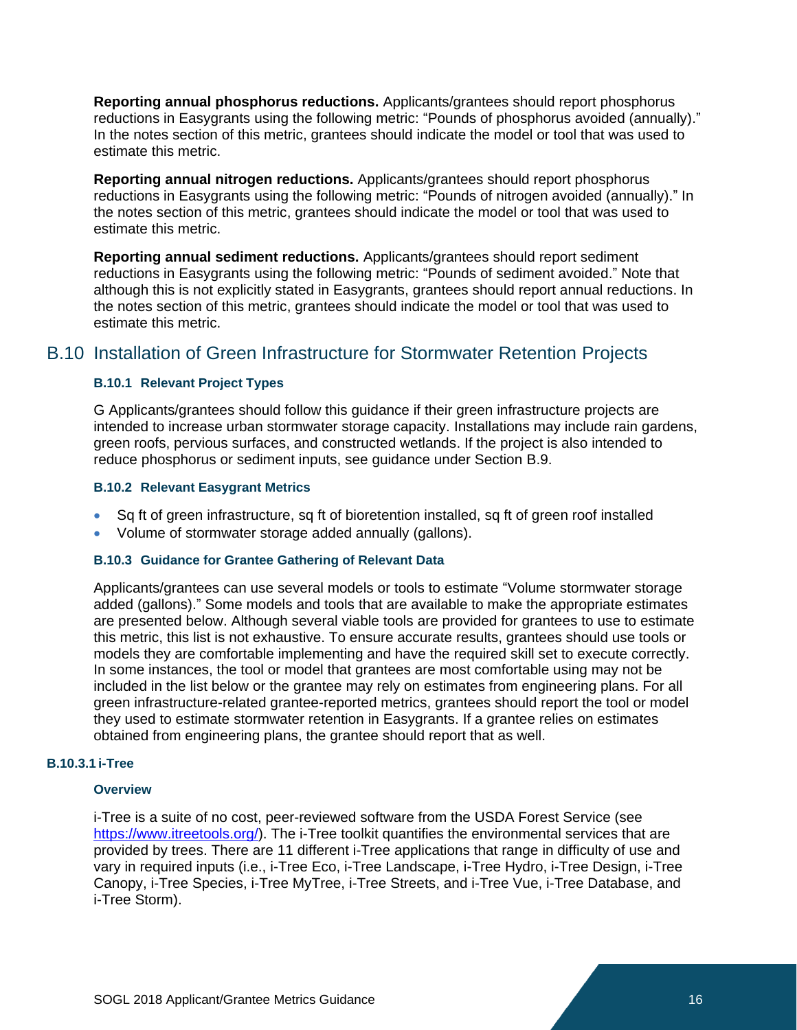**Reporting annual phosphorus reductions.** Applicants/grantees should report phosphorus reductions in Easygrants using the following metric: “Pounds of phosphorus avoided (annually).” In the notes section of this metric, grantees should indicate the model or tool that was used to estimate this metric.

**Reporting annual nitrogen reductions.** Applicants/grantees should report phosphorus reductions in Easygrants using the following metric: “Pounds of nitrogen avoided (annually).” In the notes section of this metric, grantees should indicate the model or tool that was used to estimate this metric.

**Reporting annual sediment reductions.** Applicants/grantees should report sediment reductions in Easygrants using the following metric: “Pounds of sediment avoided.” Note that although this is not explicitly stated in Easygrants, grantees should report annual reductions. In the notes section of this metric, grantees should indicate the model or tool that was used to estimate this metric.

## B.10 Installation of Green Infrastructure for Stormwater Retention Projects

### B.10.1 Relevant Project Types

G Applicants/grantees should follow this guidance if their green infrastructure projects are intended to increase urban stormwater storage capacity. Installations may include rain gardens, green roofs, pervious surfaces, and constructed wetlands. If the project is also intended to reduce phosphorus or sediment inputs, see guidance under Section B.9.

### B.10.2 Relevant Easygrant Metrics

- Sq ft of green infrastructure, sq ft of bioretention installed, sq ft of green roof installed
- Volume of stormwater storage added annually (gallons).

### B.10.3 Guidance for Grantee Gathering of Relevant Data

Applicants/grantees can use several models or tools to estimate “Volume stormwater storage added (gallons).” Some models and tools that are available to make the appropriate estimates are presented below. Although several viable tools are provided for grantees to use to estimate this metric, this list is not exhaustive. To ensure accurate results, grantees should use tools or models they are comfortable implementing and have the required skill set to execute correctly. In some instances, the tool or model that grantees are most comfortable using may not be included in the list below or the grantee may rely on estimates from engineering plans. For all green infrastructure-related grantee-reported metrics, grantees should report the tool or model they used to estimate stormwater retention in Easygrants. If a grantee relies on estimates obtained from engineering plans, the grantee should report that as well.

#### B.10.3.1 i-Tree

**Overview**

i-Tree is a suite of no cost, peer-reviewed software from the USDA Forest Service (see https://www.itreetools.org/). The i-Tree toolkit quantifies the environmental services that are provided by trees. There are 11 different i-Tree applications that range in difficulty of use and vary in required inputs (i.e., i-Tree Eco, i-Tree Landscape, i-Tree Hydro, i-Tree Design, i-Tree Canopy, i-Tree Species, i-Tree MyTree, i-Tree Streets, and i-Tree Vue, i-Tree Database, and i-Tree Storm).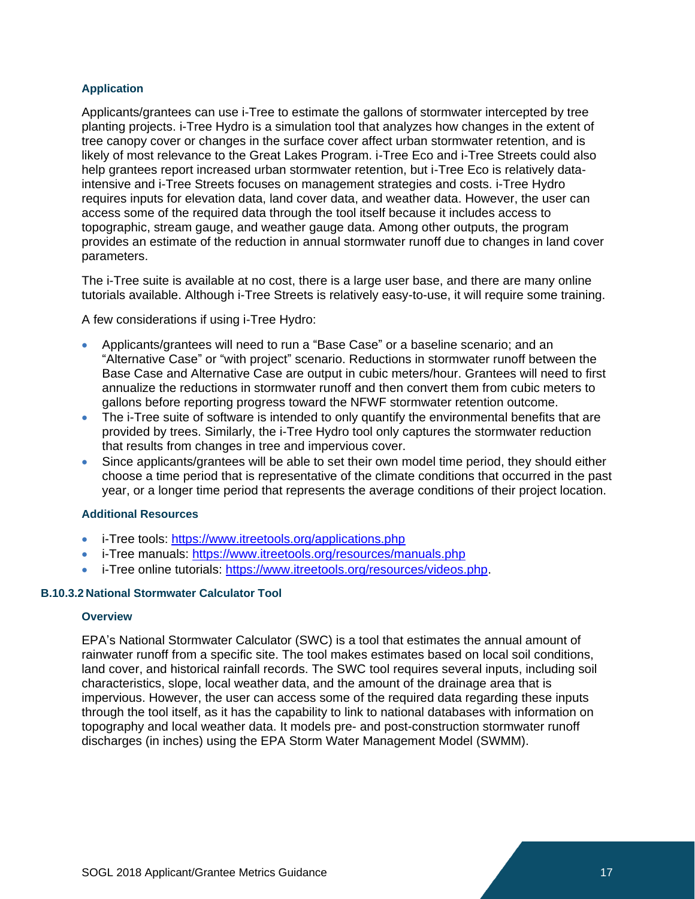#### Application

Applicants/grantees can use i-Tree to estimate the gallons of stormwater intercepted by tree planting projects. i-Tree Hydro is a simulation tool that analyzes how changes in the extent of tree canopy cover or changes in the surface cover affect urban stormwater retention, and is likely of most relevance to the Great Lakes Program. i-Tree Eco and i-Tree Streets could also help grantees report increased urban stormwater retention, but i-Tree Eco is relatively data-intensive and i-Tree Streets focuses on management strategies and costs. i-Tree Hydro requires inputs for elevation data, land cover data, and weather data. However, the user can access some of the required data through the tool itself because it includes access to topographic, stream gauge, and weather gauge data. Among other outputs, the program provides an estimate of the reduction in annual stormwater runoff due to changes in land cover parameters.

The i-Tree suite is available at no cost, there is a large user base, and there are many online tutorials available. Although i-Tree Streets is relatively easy-to-use, it will require some training.

A few considerations if using i-Tree Hydro:

- Applicants/grantees will need to run a "Base Case" or a baseline scenario; and an "Alternative Case" or "with project" scenario. Reductions in stormwater runoff between the Base Case and Alternative Case are output in cubic meters/hour. Grantees will need to first annualize the reductions in stormwater runoff and then convert them from cubic meters to gallons before reporting progress toward the NFWF stormwater retention outcome.
- The i-Tree suite of software is intended to only quantify the environmental benefits that are provided by trees. Similarly, the i-Tree Hydro tool only captures the stormwater reduction that results from changes in tree and impervious cover.
- Since applicants/grantees will be able to set their own model time period, they should either choose a time period that is representative of the climate conditions that occurred in the past year, or a longer time period that represents the average conditions of their project location.

#### Additional Resources

- i-Tree tools: https://www.itreetools.org/applications.php
- i-Tree manuals: https://www.itreetools.org/resources/manuals.php
- i-Tree online tutorials: https://www.itreetools.org/resources/videos.php.

### B.10.3.2 National Stormwater Calculator Tool

#### Overview

EPA's National Stormwater Calculator (SWC) is a tool that estimates the annual amount of rainwater runoff from a specific site. The tool makes estimates based on local soil conditions, land cover, and historical rainfall records. The SWC tool requires several inputs, including soil characteristics, slope, local weather data, and the amount of the drainage area that is impervious. However, the user can access some of the required data regarding these inputs through the tool itself, as it has the capability to link to national databases with information on topography and local weather data. It models pre- and post-construction stormwater runoff discharges (in inches) using the EPA Storm Water Management Model (SWMM).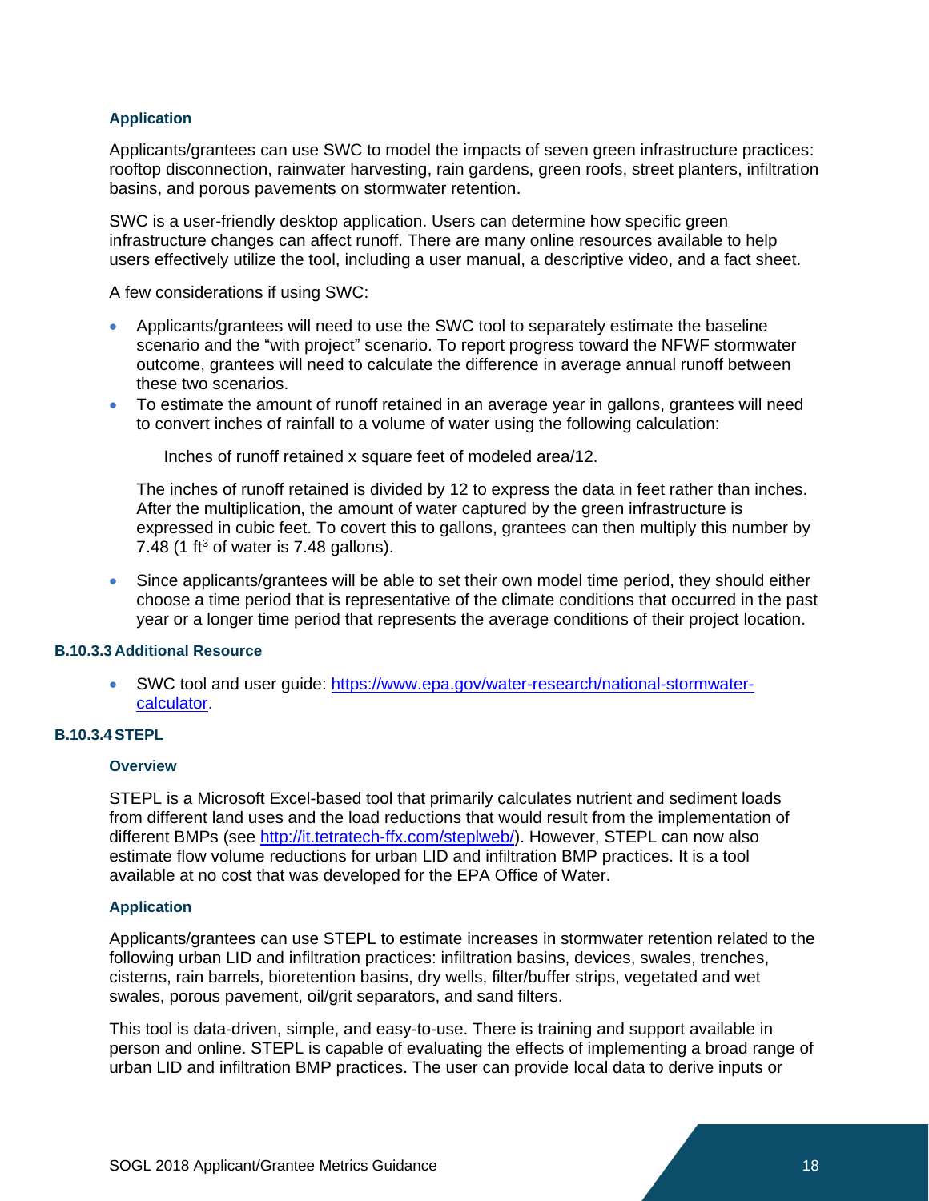#### Application

Applicants/grantees can use SWC to model the impacts of seven green infrastructure practices: rooftop disconnection, rainwater harvesting, rain gardens, green roofs, street planters, infiltration basins, and porous pavements on stormwater retention.

SWC is a user-friendly desktop application. Users can determine how specific green infrastructure changes can affect runoff. There are many online resources available to help users effectively utilize the tool, including a user manual, a descriptive video, and a fact sheet.

A few considerations if using SWC:

- Applicants/grantees will need to use the SWC tool to separately estimate the baseline scenario and the "with project" scenario. To report progress toward the NFWF stormwater outcome, grantees will need to calculate the difference in average annual runoff between these two scenarios.
- To estimate the amount of runoff retained in an average year in gallons, grantees will need to convert inches of rainfall to a volume of water using the following calculation:

  Inches of runoff retained x square feet of modeled area/12.

  The inches of runoff retained is divided by 12 to express the data in feet rather than inches. After the multiplication, the amount of water captured by the green infrastructure is expressed in cubic feet. To covert this to gallons, grantees can then multiply this number by 7.48 (1 $ft^3$ of water is 7.48 gallons).

- Since applicants/grantees will be able to set their own model time period, they should either choose a time period that is representative of the climate conditions that occurred in the past year or a longer time period that represents the average conditions of their project location.

### B.10.3.3 Additional Resource

- SWC tool and user guide: https://www.epa.gov/water-research/national-stormwater-calculator.

### B.10.3.4 STEPL

#### Overview

STEPL is a Microsoft Excel-based tool that primarily calculates nutrient and sediment loads from different land uses and the load reductions that would result from the implementation of different BMPs (see http://it.tetratech-ffx.com/steplweb/). However, STEPL can now also estimate flow volume reductions for urban LID and infiltration BMP practices. It is a tool available at no cost that was developed for the EPA Office of Water.

#### Application

Applicants/grantees can use STEPL to estimate increases in stormwater retention related to the following urban LID and infiltration practices: infiltration basins, devices, swales, trenches, cisterns, rain barrels, bioretention basins, dry wells, filter/buffer strips, vegetated and wet swales, porous pavement, oil/grit separators, and sand filters.

This tool is data-driven, simple, and easy-to-use. There is training and support available in person and online. STEPL is capable of evaluating the effects of implementing a broad range of urban LID and infiltration BMP practices. The user can provide local data to derive inputs or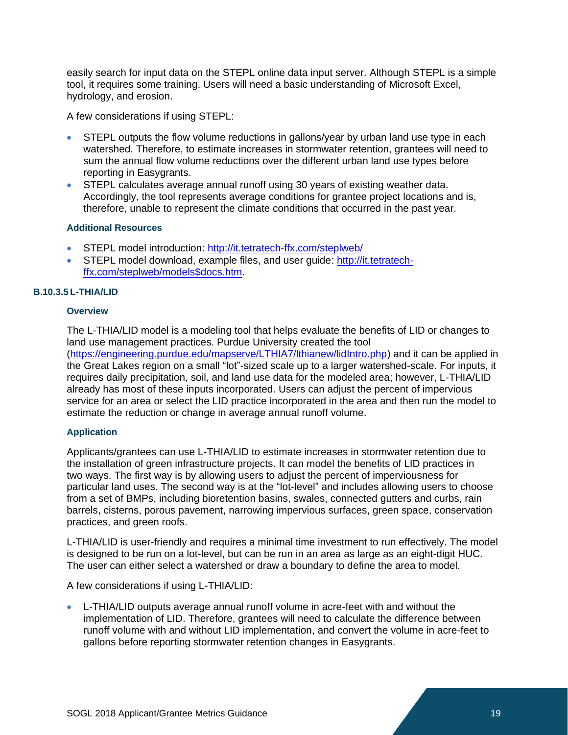easily search for input data on the STEPL online data input server. Although STEPL is a simple tool, it requires some training. Users will need a basic understanding of Microsoft Excel, hydrology, and erosion.

A few considerations if using STEPL:

- STEPL outputs the flow volume reductions in gallons/year by urban land use type in each watershed. Therefore, to estimate increases in stormwater retention, grantees will need to sum the annual flow volume reductions over the different urban land use types before reporting in Easygrants.
- STEPL calculates average annual runoff using 30 years of existing weather data. Accordingly, the tool represents average conditions for grantee project locations and is, therefore, unable to represent the climate conditions that occurred in the past year.

#### Additional Resources

- STEPL model introduction: http://it.tetratech-ffx.com/steplweb/
- STEPL model download, example files, and user guide: http://it.tetratech-ffx.com/steplweb/models$docs.htm.

### B.10.3.5 L-THIA/LID

#### Overview

The L-THIA/LID model is a modeling tool that helps evaluate the benefits of LID or changes to land use management practices. Purdue University created the tool (https://engineering.purdue.edu/mapserve/LTHIA7/lthianew/lidIntro.php) and it can be applied in the Great Lakes region on a small "lot"-sized scale up to a larger watershed-scale. For inputs, it requires daily precipitation, soil, and land use data for the modeled area; however, L-THIA/LID already has most of these inputs incorporated. Users can adjust the percent of impervious service for an area or select the LID practice incorporated in the area and then run the model to estimate the reduction or change in average annual runoff volume.

#### Application

Applicants/grantees can use L-THIA/LID to estimate increases in stormwater retention due to the installation of green infrastructure projects. It can model the benefits of LID practices in two ways. The first way is by allowing users to adjust the percent of imperviousness for particular land uses. The second way is at the "lot-level" and includes allowing users to choose from a set of BMPs, including bioretention basins, swales, connected gutters and curbs, rain barrels, cisterns, porous pavement, narrowing impervious surfaces, green space, conservation practices, and green roofs.

L-THIA/LID is user-friendly and requires a minimal time investment to run effectively. The model is designed to be run on a lot-level, but can be run in an area as large as an eight-digit HUC. The user can either select a watershed or draw a boundary to define the area to model.

A few considerations if using L-THIA/LID:

- L-THIA/LID outputs average annual runoff volume in acre-feet with and without the implementation of LID. Therefore, grantees will need to calculate the difference between runoff volume with and without LID implementation, and convert the volume in acre-feet to gallons before reporting stormwater retention changes in Easygrants.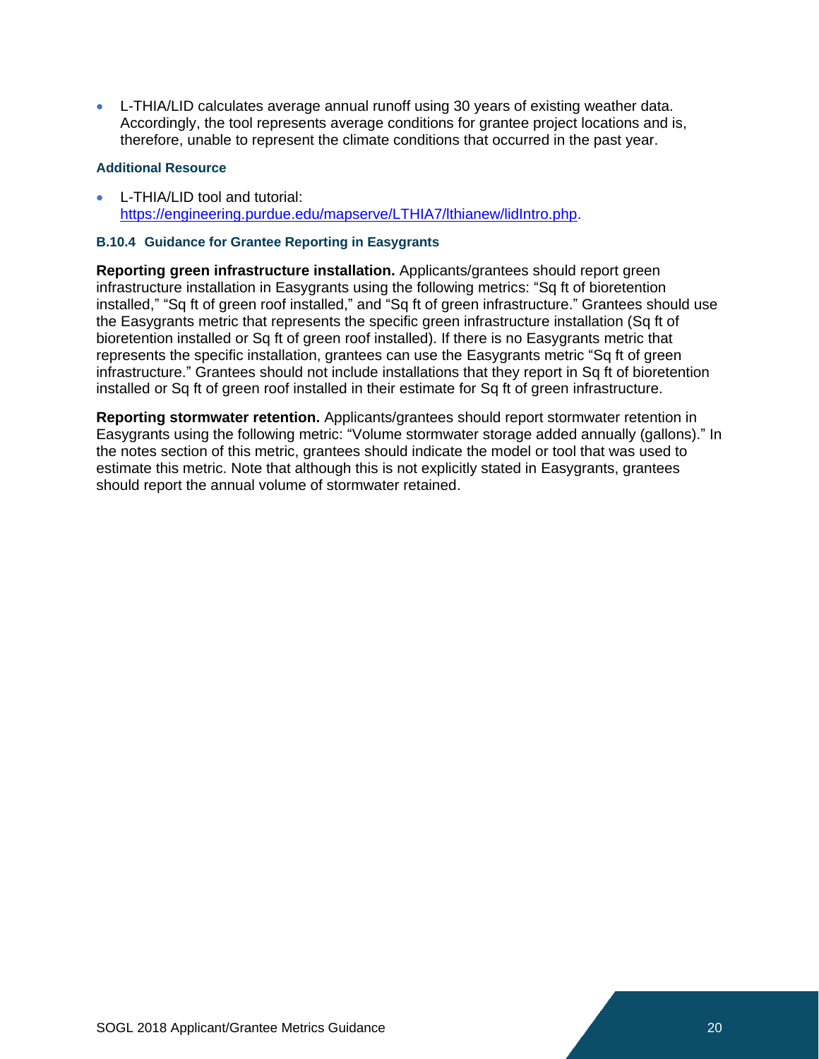- L-THIA/LID calculates average annual runoff using 30 years of existing weather data. Accordingly, the tool represents average conditions for grantee project locations and is, therefore, unable to represent the climate conditions that occurred in the past year.

#### Additional Resource

- L-THIA/LID tool and tutorial: https://engineering.purdue.edu/mapserve/LTHIA7/lthianew/lidIntro.php.

### B.10.4 Guidance for Grantee Reporting in Easygrants

**Reporting green infrastructure installation.** Applicants/grantees should report green infrastructure installation in Easygrants using the following metrics: "Sq ft of bioretention installed," "Sq ft of green roof installed," and "Sq ft of green infrastructure." Grantees should use the Easygrants metric that represents the specific green infrastructure installation (Sq ft of bioretention installed or Sq ft of green roof installed). If there is no Easygrants metric that represents the specific installation, grantees can use the Easygrants metric "Sq ft of green infrastructure." Grantees should not include installations that they report in Sq ft of bioretention installed or Sq ft of green roof installed in their estimate for Sq ft of green infrastructure.

**Reporting stormwater retention.** Applicants/grantees should report stormwater retention in Easygrants using the following metric: "Volume stormwater storage added annually (gallons)." In the notes section of this metric, grantees should indicate the model or tool that was used to estimate this metric. Note that although this is not explicitly stated in Easygrants, grantees should report the annual volume of stormwater retained.